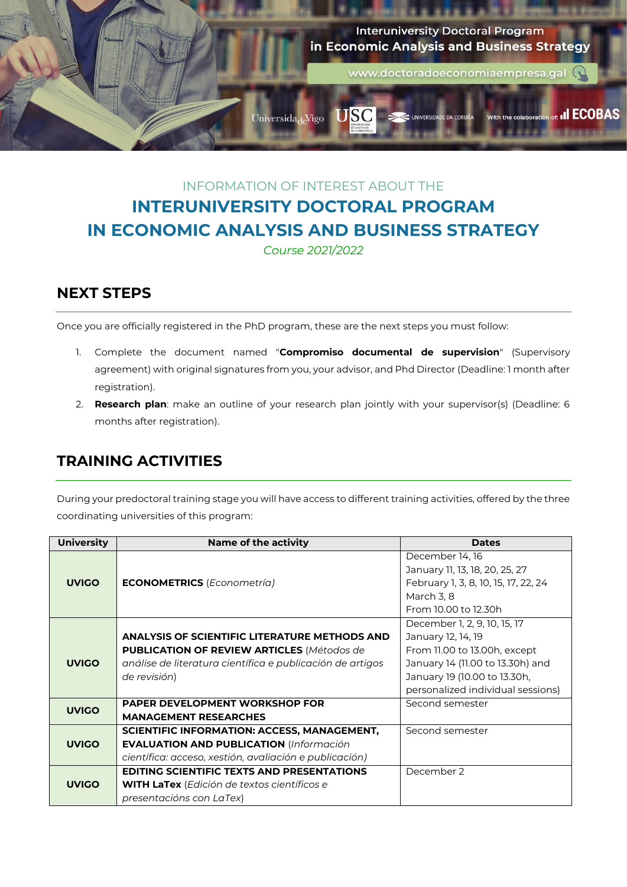Interuniversity Doctoral Program in Economic Analysis and Business Strategy

www.doctoradoeconomiaempresa.gal

Universida de Vigo · USC · Universidade da Coruña · With the colaboration of: ECOBAS

INFORMATION OF INTEREST ABOUT THE

# INTERUNIVERSITY DOCTORAL PROGRAM IN ECONOMIC ANALYSIS AND BUSINESS STRATEGY

*Course 2021/2022*

## NEXT STEPS

Once you are officially registered in the PhD program, these are the next steps you must follow:

1. Complete the document named "**Compromiso documental de supervision**" (Supervisory agreement) with original signatures from you, your advisor, and Phd Director (Deadline: 1 month after registration).
2. **Research plan**: make an outline of your research plan jointly with your supervisor(s) (Deadline: 6 months after registration).

## TRAINING ACTIVITIES

During your predoctoral training stage you will have access to different training activities, offered by the three coordinating universities of this program:

| University | Name of the activity | Dates |
|---|---|---|
| **UVIGO** | **ECONOMETRICS** (*Econometría*) | December 14, 16<br>January 11, 13, 18, 20, 25, 27<br>February 1, 3, 8, 10, 15, 17, 22, 24<br>March 3, 8<br>From 10.00 to 12.30h |
| **UVIGO** | **ANALYSIS OF SCIENTIFIC LITERATURE METHODS AND PUBLICATION OF REVIEW ARTICLES** (*Métodos de análise de literatura científica e publicación de artigos de revisión*) | December 1, 2, 9, 10, 15, 17<br>January 12, 14, 19<br>From 11.00 to 13.00h, except January 14 (11.00 to 13.30h) and January 19 (10.00 to 13.30h, personalized individual sessions) |
| **UVIGO** | **PAPER DEVELOPMENT WORKSHOP FOR MANAGEMENT RESEARCHES** | Second semester |
| **UVIGO** | **SCIENTIFIC INFORMATION: ACCESS, MANAGEMENT, EVALUATION AND PUBLICATION** (*Información científica: acceso, xestión, avaliación e publicación*) | Second semester |
| **UVIGO** | **EDITING SCIENTIFIC TEXTS AND PRESENTATIONS WITH LaTex** (*Edición de textos científicos e presentacións con LaTex*) | December 2 |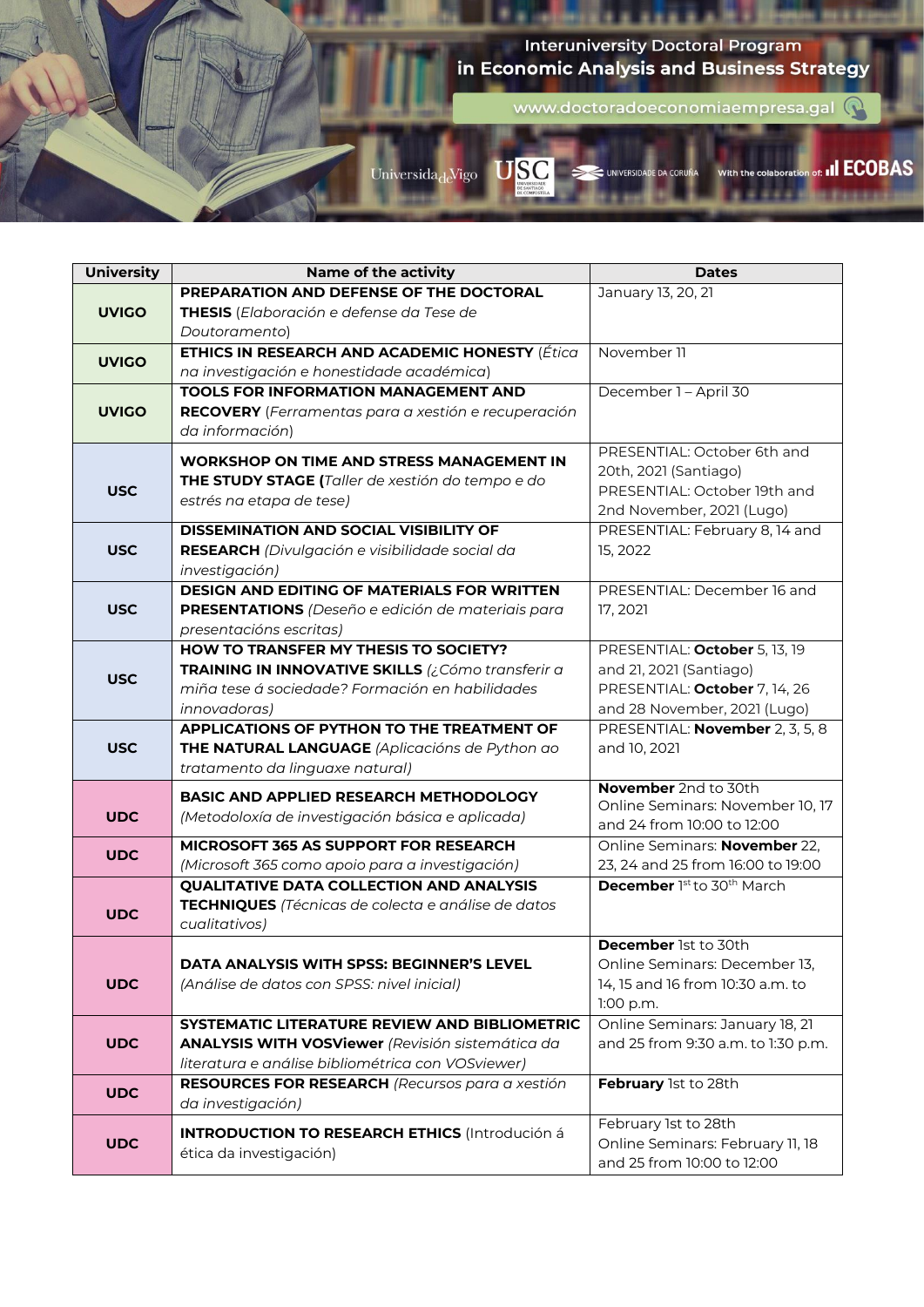Interuniversity Doctoral Program
in Economic Analysis and Business Strategy

www.doctoradoeconomiaempresa.gal

| University | Name of the activity | Dates |
|---|---|---|
| UVIGO | **PREPARATION AND DEFENSE OF THE DOCTORAL THESIS** (*Elaboración e defense da Tese de Doutoramento*) | January 13, 20, 21 |
| UVIGO | **ETHICS IN RESEARCH AND ACADEMIC HONESTY** (*Ética na investigación e honestidade académica*) | November 11 |
| UVIGO | **TOOLS FOR INFORMATION MANAGEMENT AND RECOVERY** (*Ferramentas para a xestión e recuperación da información*) | December 1 – April 30 |
| USC | **WORKSHOP ON TIME AND STRESS MANAGEMENT IN THE STUDY STAGE (***Taller de xestión do tempo e do estrés na etapa de tese)* | PRESENTIAL: October 6th and 20th, 2021 (Santiago) PRESENTIAL: October 19th and 2nd November, 2021 (Lugo) |
| USC | **DISSEMINATION AND SOCIAL VISIBILITY OF RESEARCH** (*Divulgación e visibilidade social da investigación*) | PRESENTIAL: February 8, 14 and 15, 2022 |
| USC | **DESIGN AND EDITING OF MATERIALS FOR WRITTEN PRESENTATIONS** (*Deseño e edición de materiais para presentacións escritas*) | PRESENTIAL: December 16 and 17, 2021 |
| USC | **HOW TO TRANSFER MY THESIS TO SOCIETY? TRAINING IN INNOVATIVE SKILLS** (*¿Cómo transferir a miña tese á sociedade? Formación en habilidades innovadoras*) | PRESENTIAL: **October** 5, 13, 19 and 21, 2021 (Santiago) PRESENTIAL: **October** 7, 14, 26 and 28 November, 2021 (Lugo) |
| USC | **APPLICATIONS OF PYTHON TO THE TREATMENT OF THE NATURAL LANGUAGE** (*Aplicacións de Python ao tratamento da linguaxe natural*) | PRESENTIAL: **November** 2, 3, 5, 8 and 10, 2021 |
| UDC | **BASIC AND APPLIED RESEARCH METHODOLOGY** (*Metodoloxía de investigación básica e aplicada*) | **November** 2nd to 30th Online Seminars: November 10, 17 and 24 from 10:00 to 12:00 |
| UDC | **MICROSOFT 365 AS SUPPORT FOR RESEARCH** (*Microsoft 365 como apoio para a investigación*) | Online Seminars: **November** 22, 23, 24 and 25 from 16:00 to 19:00 |
| UDC | **QUALITATIVE DATA COLLECTION AND ANALYSIS TECHNIQUES** (*Técnicas de colecta e análise de datos cualitativos*) | **December** 1st to 30th March |
| UDC | **DATA ANALYSIS WITH SPSS: BEGINNER'S LEVEL** (*Análise de datos con SPSS: nivel inicial*) | **December** 1st to 30th Online Seminars: December 13, 14, 15 and 16 from 10:30 a.m. to 1:00 p.m. |
| UDC | **SYSTEMATIC LITERATURE REVIEW AND BIBLIOMETRIC ANALYSIS WITH VOSViewer** (*Revisión sistemática da literatura e análise bibliométrica con VOSviewer*) | Online Seminars: January 18, 21 and 25 from 9:30 a.m. to 1:30 p.m. |
| UDC | **RESOURCES FOR RESEARCH** (*Recursos para a xestión da investigación*) | **February** 1st to 28th |
| UDC | **INTRODUCTION TO RESEARCH ETHICS** (Introdución á ética da investigación) | February 1st to 28th Online Seminars: February 11, 18 and 25 from 10:00 to 12:00 |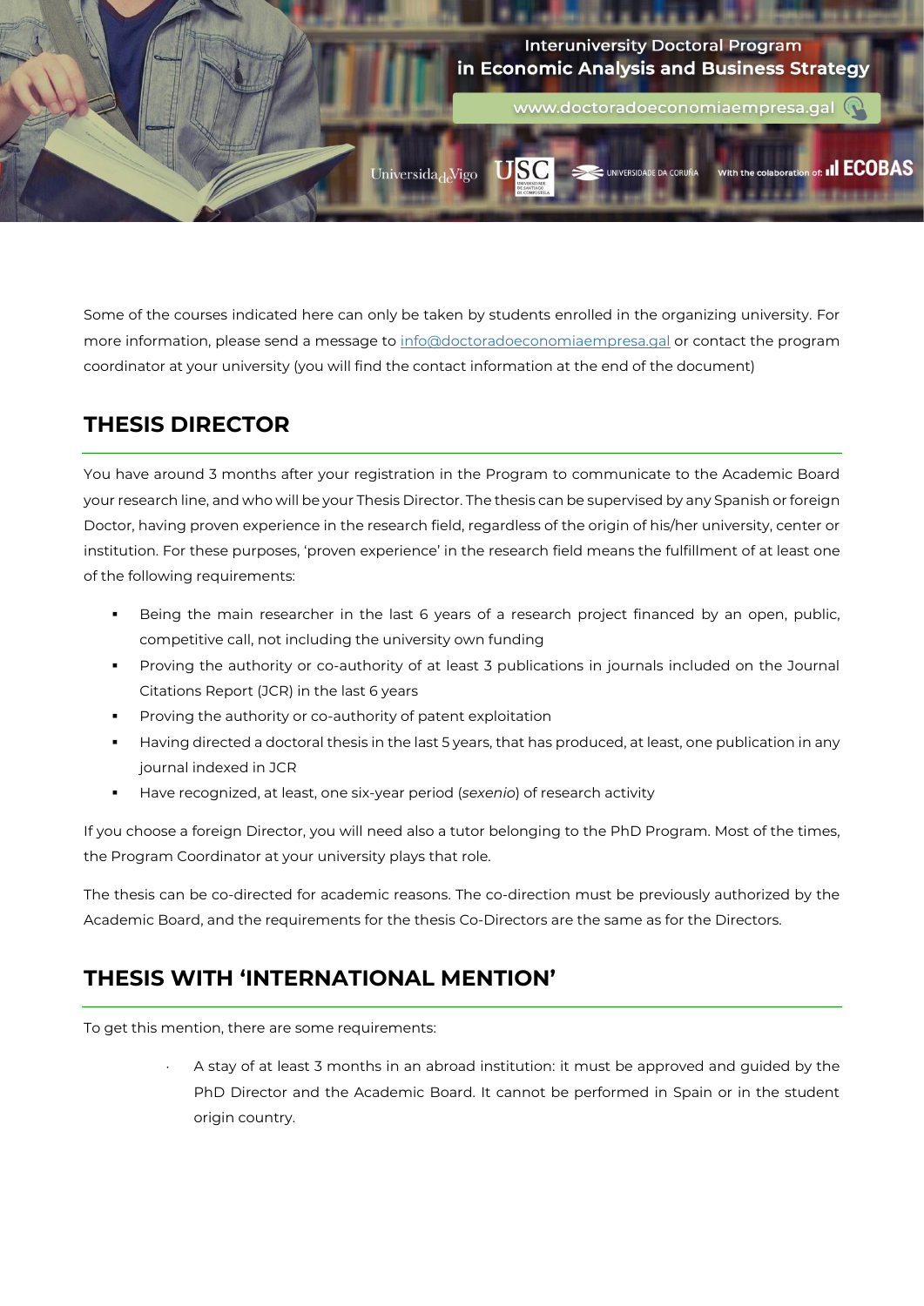Some of the courses indicated here can only be taken by students enrolled in the organizing university. For more information, please send a message to [info@doctoradoeconomiaempresa.gal](mailto:info@doctoradoeconomiaempresa.gal) or contact the program coordinator at your university (you will find the contact information at the end of the document)

## THESIS DIRECTOR

You have around 3 months after your registration in the Program to communicate to the Academic Board your research line, and who will be your Thesis Director. The thesis can be supervised by any Spanish or foreign Doctor, having proven experience in the research field, regardless of the origin of his/her university, center or institution. For these purposes, 'proven experience' in the research field means the fulfillment of at least one of the following requirements:

- Being the main researcher in the last 6 years of a research project financed by an open, public, competitive call, not including the university own funding
- Proving the authority or co-authority of at least 3 publications in journals included on the Journal Citations Report (JCR) in the last 6 years
- Proving the authority or co-authority of patent exploitation
- Having directed a doctoral thesis in the last 5 years, that has produced, at least, one publication in any journal indexed in JCR
- Have recognized, at least, one six-year period (*sexenio*) of research activity

If you choose a foreign Director, you will need also a tutor belonging to the PhD Program. Most of the times, the Program Coordinator at your university plays that role.

The thesis can be co-directed for academic reasons. The co-direction must be previously authorized by the Academic Board, and the requirements for the thesis Co-Directors are the same as for the Directors.

## THESIS WITH 'INTERNATIONAL MENTION'

To get this mention, there are some requirements:

- A stay of at least 3 months in an abroad institution: it must be approved and guided by the PhD Director and the Academic Board. It cannot be performed in Spain or in the student origin country.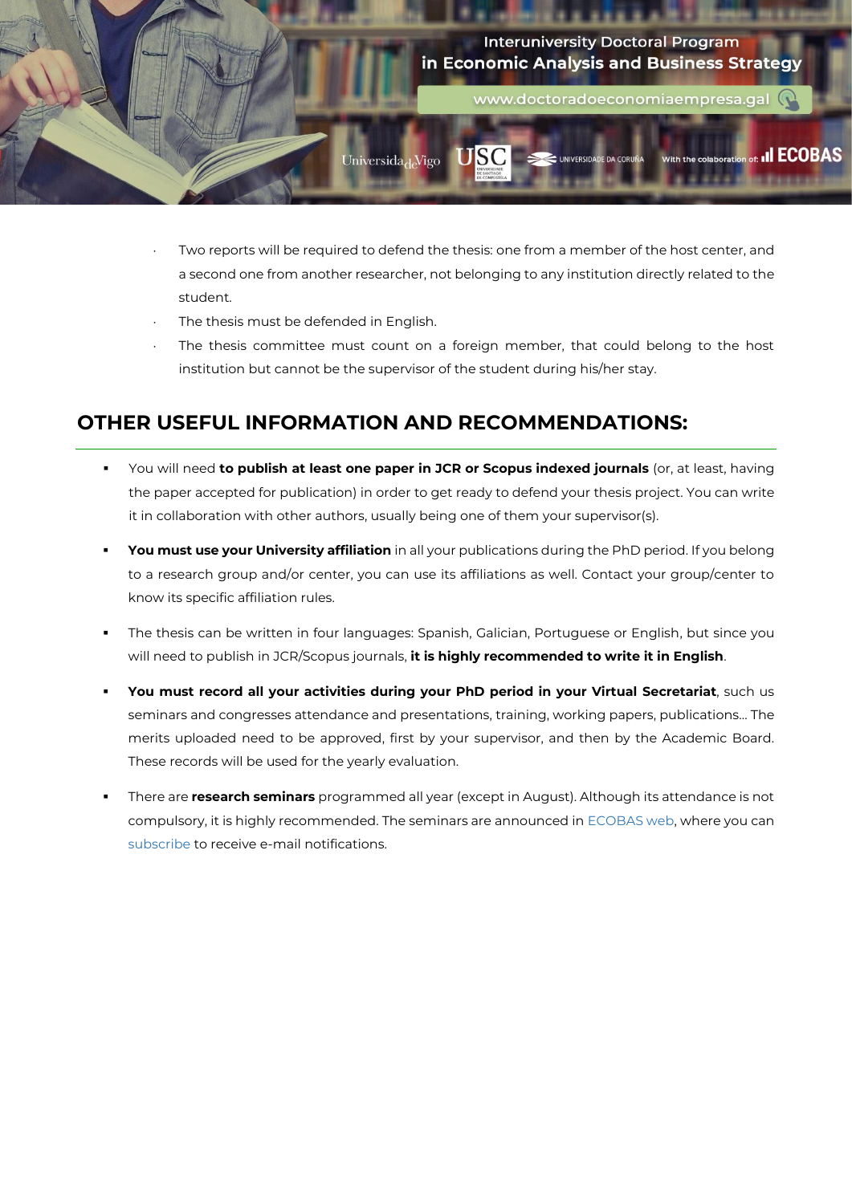- Two reports will be required to defend the thesis: one from a member of the host center, and a second one from another researcher, not belonging to any institution directly related to the student.
- The thesis must be defended in English.
- The thesis committee must count on a foreign member, that could belong to the host institution but cannot be the supervisor of the student during his/her stay.

## OTHER USEFUL INFORMATION AND RECOMMENDATIONS:

- You will need **to publish at least one paper in JCR or Scopus indexed journals** (or, at least, having the paper accepted for publication) in order to get ready to defend your thesis project. You can write it in collaboration with other authors, usually being one of them your supervisor(s).
- **You must use your University affiliation** in all your publications during the PhD period. If you belong to a research group and/or center, you can use its affiliations as well. Contact your group/center to know its specific affiliation rules.
- The thesis can be written in four languages: Spanish, Galician, Portuguese or English, but since you will need to publish in JCR/Scopus journals, **it is highly recommended to write it in English**.
- **You must record all your activities during your PhD period in your Virtual Secretariat**, such us seminars and congresses attendance and presentations, training, working papers, publications… The merits uploaded need to be approved, first by your supervisor, and then by the Academic Board. These records will be used for the yearly evaluation.
- There are **research seminars** programmed all year (except in August). Although its attendance is not compulsory, it is highly recommended. The seminars are announced in ECOBAS web, where you can subscribe to receive e-mail notifications.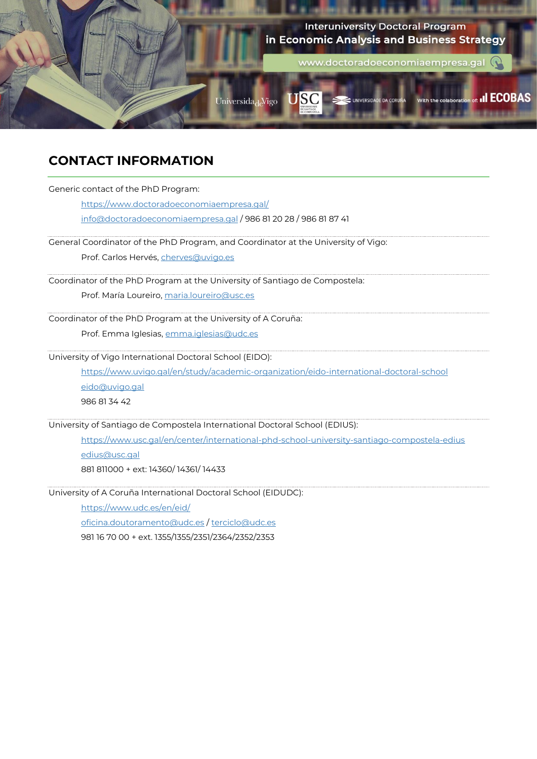Interuniversity Doctoral Program
in Economic Analysis and Business Strategy

www.doctoradoeconomiaempresa.gal

## CONTACT INFORMATION

Generic contact of the PhD Program:

https://www.doctoradoeconomiaempresa.gal/

info@doctoradoeconomiaempresa.gal / 986 81 20 28 / 986 81 87 41

General Coordinator of the PhD Program, and Coordinator at the University of Vigo:

Prof. Carlos Hervés, cherves@uvigo.es

Coordinator of the PhD Program at the University of Santiago de Compostela:

Prof. María Loureiro, maria.loureiro@usc.es

Coordinator of the PhD Program at the University of A Coruña:

Prof. Emma Iglesias, emma.iglesias@udc.es

University of Vigo International Doctoral School (EIDO):

https://www.uvigo.gal/en/study/academic-organization/eido-international-doctoral-school

eido@uvigo.gal

986 81 34 42

University of Santiago de Compostela International Doctoral School (EDIUS):

https://www.usc.gal/en/center/international-phd-school-university-santiago-compostela-edius

edius@usc.gal

881 811000 + ext: 14360/ 14361/ 14433

University of A Coruña International Doctoral School (EIDUDC):

https://www.udc.es/en/eid/

oficina.doutoramento@udc.es / terciclo@udc.es

981 16 70 00 + ext. 1355/1355/2351/2364/2352/2353